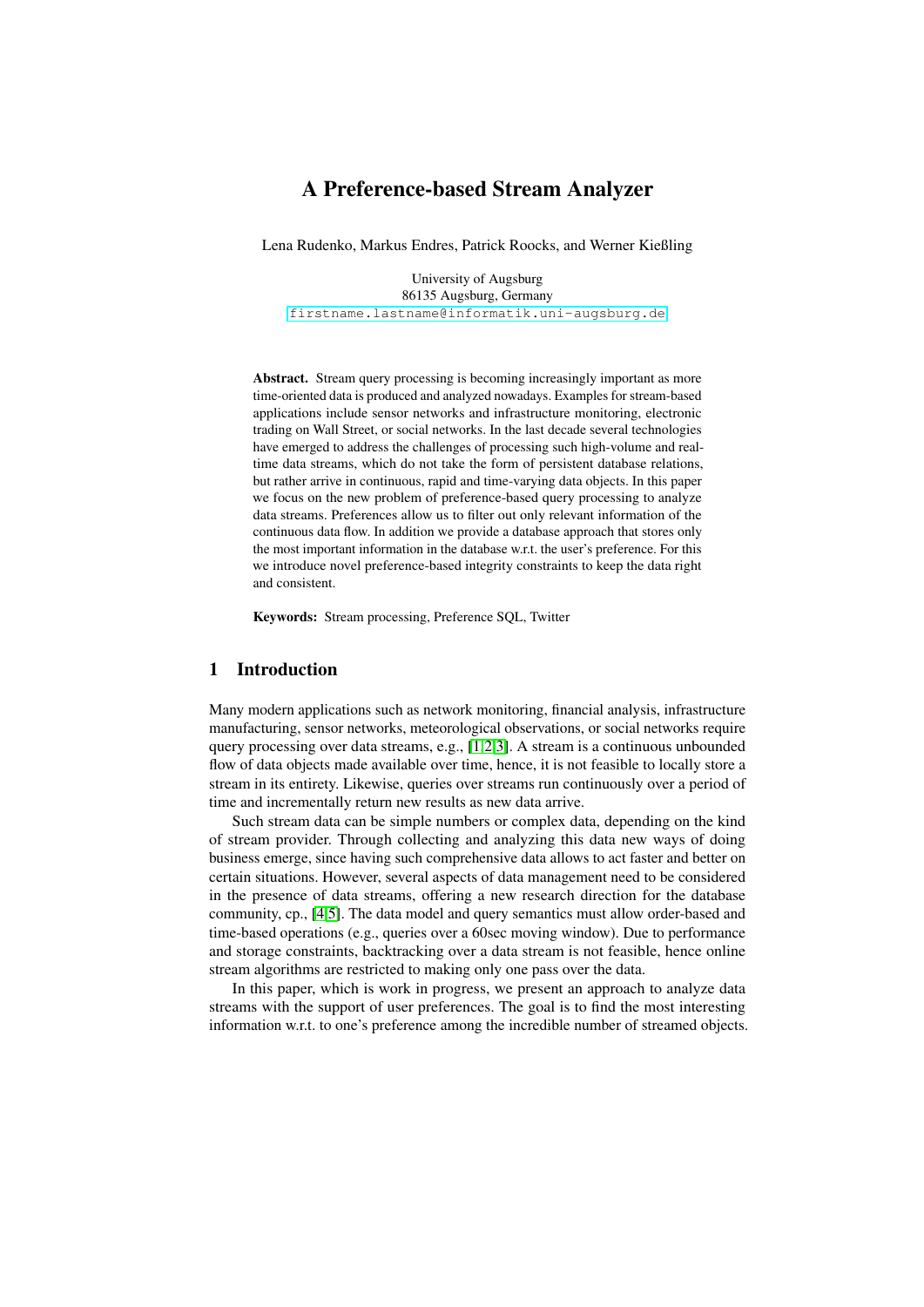# A Preference-based Stream Analyzer

Lena Rudenko, Markus Endres, Patrick Roocks, and Werner Kießling

University of Augsburg
86135 Augsburg, Germany
firstname.lastname@informatik.uni-augsburg.de

**Abstract.** Stream query processing is becoming increasingly important as more time-oriented data is produced and analyzed nowadays. Examples for stream-based applications include sensor networks and infrastructure monitoring, electronic trading on Wall Street, or social networks. In the last decade several technologies have emerged to address the challenges of processing such high-volume and real-time data streams, which do not take the form of persistent database relations, but rather arrive in continuous, rapid and time-varying data objects. In this paper we focus on the new problem of preference-based query processing to analyze data streams. Preferences allow us to filter out only relevant information of the continuous data flow. In addition we provide a database approach that stores only the most important information in the database w.r.t. the user's preference. For this we introduce novel preference-based integrity constraints to keep the data right and consistent.

**Keywords:** Stream processing, Preference SQL, Twitter

## 1 Introduction

Many modern applications such as network monitoring, financial analysis, infrastructure manufacturing, sensor networks, meteorological observations, or social networks require query processing over data streams, e.g., [1,2,3]. A stream is a continuous unbounded flow of data objects made available over time, hence, it is not feasible to locally store a stream in its entirety. Likewise, queries over streams run continuously over a period of time and incrementally return new results as new data arrive.

Such stream data can be simple numbers or complex data, depending on the kind of stream provider. Through collecting and analyzing this data new ways of doing business emerge, since having such comprehensive data allows to act faster and better on certain situations. However, several aspects of data management need to be considered in the presence of data streams, offering a new research direction for the database community, cp., [4,5]. The data model and query semantics must allow order-based and time-based operations (e.g., queries over a 60sec moving window). Due to performance and storage constraints, backtracking over a data stream is not feasible, hence online stream algorithms are restricted to making only one pass over the data.

In this paper, which is work in progress, we present an approach to analyze data streams with the support of user preferences. The goal is to find the most interesting information w.r.t. to one's preference among the incredible number of streamed objects.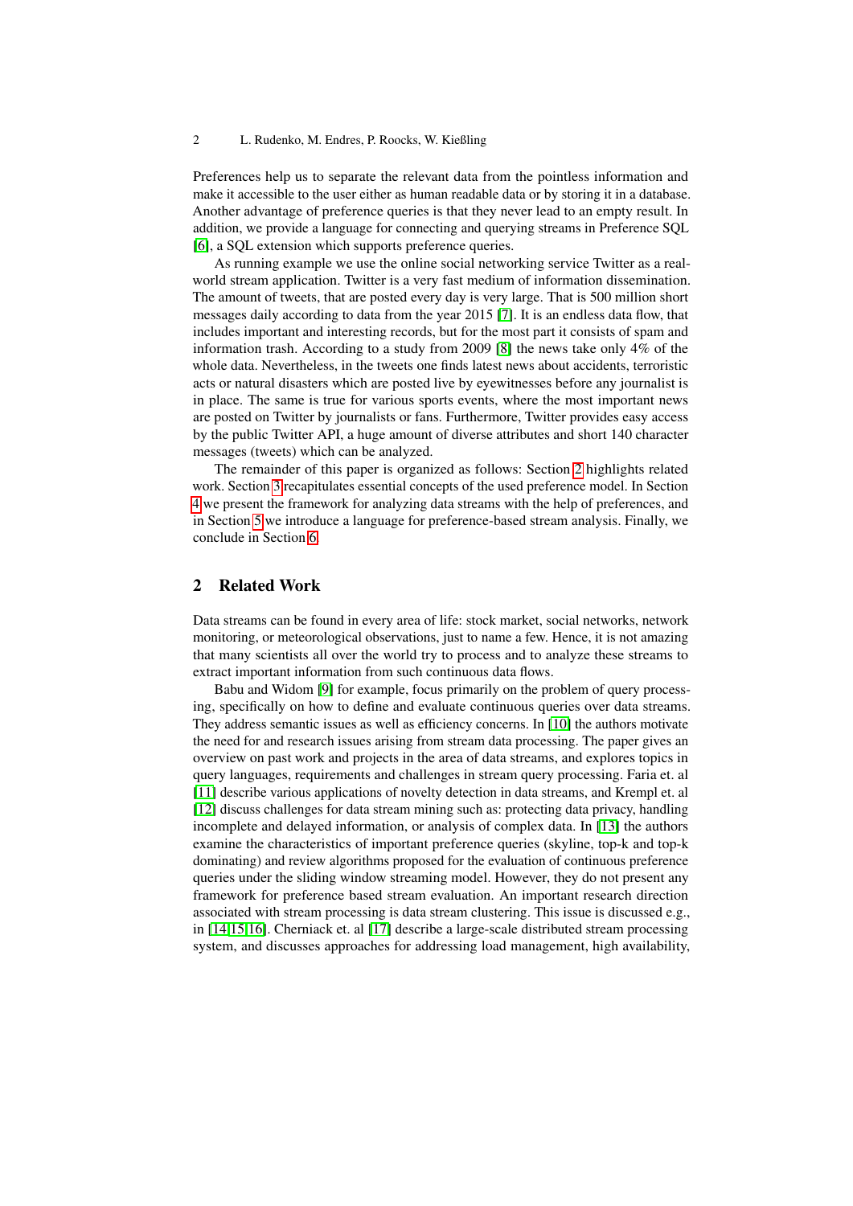Preferences help us to separate the relevant data from the pointless information and make it accessible to the user either as human readable data or by storing it in a database. Another advantage of preference queries is that they never lead to an empty result. In addition, we provide a language for connecting and querying streams in Preference SQL [6], a SQL extension which supports preference queries.

As running example we use the online social networking service Twitter as a real-world stream application. Twitter is a very fast medium of information dissemination. The amount of tweets, that are posted every day is very large. That is 500 million short messages daily according to data from the year 2015 [7]. It is an endless data flow, that includes important and interesting records, but for the most part it consists of spam and information trash. According to a study from 2009 [8] the news take only 4% of the whole data. Nevertheless, in the tweets one finds latest news about accidents, terroristic acts or natural disasters which are posted live by eyewitnesses before any journalist is in place. The same is true for various sports events, where the most important news are posted on Twitter by journalists or fans. Furthermore, Twitter provides easy access by the public Twitter API, a huge amount of diverse attributes and short 140 character messages (tweets) which can be analyzed.

The remainder of this paper is organized as follows: Section 2 highlights related work. Section 3 recapitulates essential concepts of the used preference model. In Section 4 we present the framework for analyzing data streams with the help of preferences, and in Section 5 we introduce a language for preference-based stream analysis. Finally, we conclude in Section 6.

## 2 Related Work

Data streams can be found in every area of life: stock market, social networks, network monitoring, or meteorological observations, just to name a few. Hence, it is not amazing that many scientists all over the world try to process and to analyze these streams to extract important information from such continuous data flows.

Babu and Widom [9] for example, focus primarily on the problem of query processing, specifically on how to define and evaluate continuous queries over data streams. They address semantic issues as well as efficiency concerns. In [10] the authors motivate the need for and research issues arising from stream data processing. The paper gives an overview on past work and projects in the area of data streams, and explores topics in query languages, requirements and challenges in stream query processing. Faria et. al [11] describe various applications of novelty detection in data streams, and Krempl et. al [12] discuss challenges for data stream mining such as: protecting data privacy, handling incomplete and delayed information, or analysis of complex data. In [13] the authors examine the characteristics of important preference queries (skyline, top-k and top-k dominating) and review algorithms proposed for the evaluation of continuous preference queries under the sliding window streaming model. However, they do not present any framework for preference based stream evaluation. An important research direction associated with stream processing is data stream clustering. This issue is discussed e.g., in [14,15,16]. Cherniack et. al [17] describe a large-scale distributed stream processing system, and discusses approaches for addressing load management, high availability,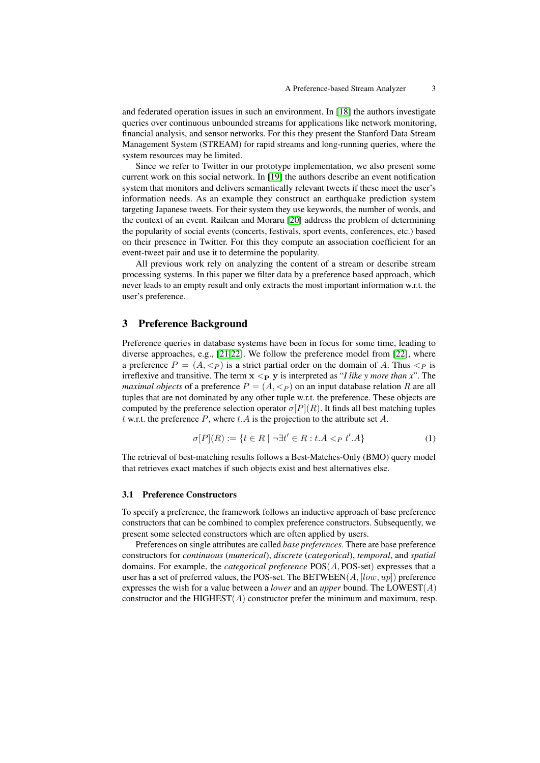and federated operation issues in such an environment. In [18] the authors investigate queries over continuous unbounded streams for applications like network monitoring, financial analysis, and sensor networks. For this they present the Stanford Data Stream Management System (STREAM) for rapid streams and long-running queries, where the system resources may be limited.

Since we refer to Twitter in our prototype implementation, we also present some current work on this social network. In [19] the authors describe an event notification system that monitors and delivers semantically relevant tweets if these meet the user's information needs. As an example they construct an earthquake prediction system targeting Japanese tweets. For their system they use keywords, the number of words, and the context of an event. Railean and Moraru [20] address the problem of determining the popularity of social events (concerts, festivals, sport events, conferences, etc.) based on their presence in Twitter. For this they compute an association coefficient for an event-tweet pair and use it to determine the popularity.

All previous work rely on analyzing the content of a stream or describe stream processing systems. In this paper we filter data by a preference based approach, which never leads to an empty result and only extracts the most important information w.r.t. the user's preference.

## 3 Preference Background

Preference queries in database systems have been in focus for some time, leading to diverse approaches, e.g., [21,22]. We follow the preference model from [22], where a preference $P = (A, <_P)$ is a strict partial order on the domain of $A$. Thus $<_P$ is irreflexive and transitive. The term $\mathbf{x} <_{\mathbf{P}} \mathbf{y}$ is interpreted as "*I like y more than x*". The *maximal objects* of a preference $P = (A, <_P)$ on an input database relation $R$ are all tuples that are not dominated by any other tuple w.r.t. the preference. These objects are computed by the preference selection operator $\sigma[P](R)$. It finds all best matching tuples $t$ w.r.t. the preference $P$, where $t.A$ is the projection to the attribute set $A$.

$$\sigma[P](R) := \{t \in R \mid \neg \exists t' \in R : t.A <_P t'.A\} \tag{1}$$

The retrieval of best-matching results follows a Best-Matches-Only (BMO) query model that retrieves exact matches if such objects exist and best alternatives else.

### 3.1 Preference Constructors

To specify a preference, the framework follows an inductive approach of base preference constructors that can be combined to complex preference constructors. Subsequently, we present some selected constructors which are often applied by users.

Preferences on single attributes are called *base preferences*. There are base preference constructors for *continuous* (*numerical*), *discrete* (*categorical*), *temporal*, and *spatial* domains. For example, the *categorical preference* $\text{POS}(A, \text{POS-set})$ expresses that a user has a set of preferred values, the POS-set. The $\text{BETWEEN}(A, [low, up])$ preference expresses the wish for a value between a *lower* and an *upper* bound. The $\text{LOWEST}(A)$ constructor and the $\text{HIGHEST}(A)$ constructor prefer the minimum and maximum, resp.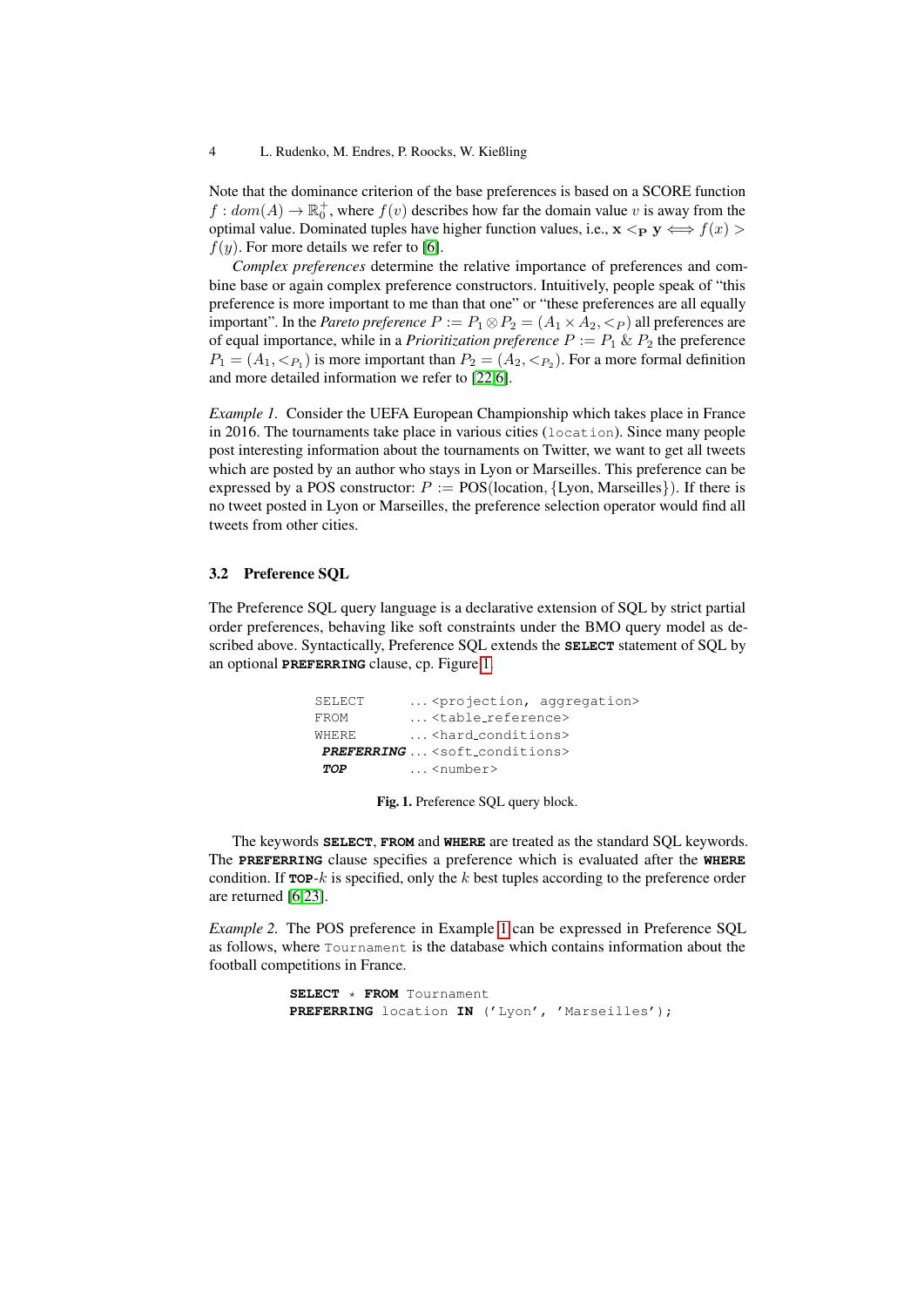Note that the dominance criterion of the base preferences is based on a SCORE function $f : dom(A) \rightarrow \mathbb{R}_0^+$, where $f(v)$ describes how far the domain value $v$ is away from the optimal value. Dominated tuples have higher function values, i.e., $\mathbf{x} <_\mathbf{P} \mathbf{y} \iff f(x) > f(y)$. For more details we refer to [6].

*Complex preferences* determine the relative importance of preferences and combine base or again complex preference constructors. Intuitively, people speak of "this preference is more important to me than that one" or "these preferences are all equally important". In the *Pareto preference* $P := P_1 \otimes P_2 = (A_1 \times A_2, <_P)$ all preferences are of equal importance, while in a *Prioritization preference* $P := P_1 \,\&\, P_2$ the preference $P_1 = (A_1, <_{P_1})$ is more important than $P_2 = (A_2, <_{P_2})$. For a more formal definition and more detailed information we refer to [22,6].

*Example 1.* Consider the UEFA European Championship which takes place in France in 2016. The tournaments take place in various cities (`location`). Since many people post interesting information about the tournaments on Twitter, we want to get all tweets which are posted by an author who stays in Lyon or Marseilles. This preference can be expressed by a POS constructor: $P :=$ POS(location, {Lyon, Marseilles}). If there is no tweet posted in Lyon or Marseilles, the preference selection operator would find all tweets from other cities.

### 3.2 Preference SQL

The Preference SQL query language is a declarative extension of SQL by strict partial order preferences, behaving like soft constraints under the BMO query model as described above. Syntactically, Preference SQL extends the **SELECT** statement of SQL by an optional **PREFERRING** clause, cp. Figure 1.

```
SELECT      ... <projection, aggregation>
FROM        ... <table_reference>
WHERE       ... <hard_conditions>
PREFERRING  ... <soft_conditions>
TOP         ... <number>
```

**Fig. 1.** Preference SQL query block.

The keywords **SELECT**, **FROM** and **WHERE** are treated as the standard SQL keywords. The **PREFERRING** clause specifies a preference which is evaluated after the **WHERE** condition. If **TOP**-$k$ is specified, only the $k$ best tuples according to the preference order are returned [6,23].

*Example 2.* The POS preference in Example 1 can be expressed in Preference SQL as follows, where `Tournament` is the database which contains information about the football competitions in France.

```
SELECT * FROM Tournament
PREFERRING location IN ('Lyon', 'Marseilles');
```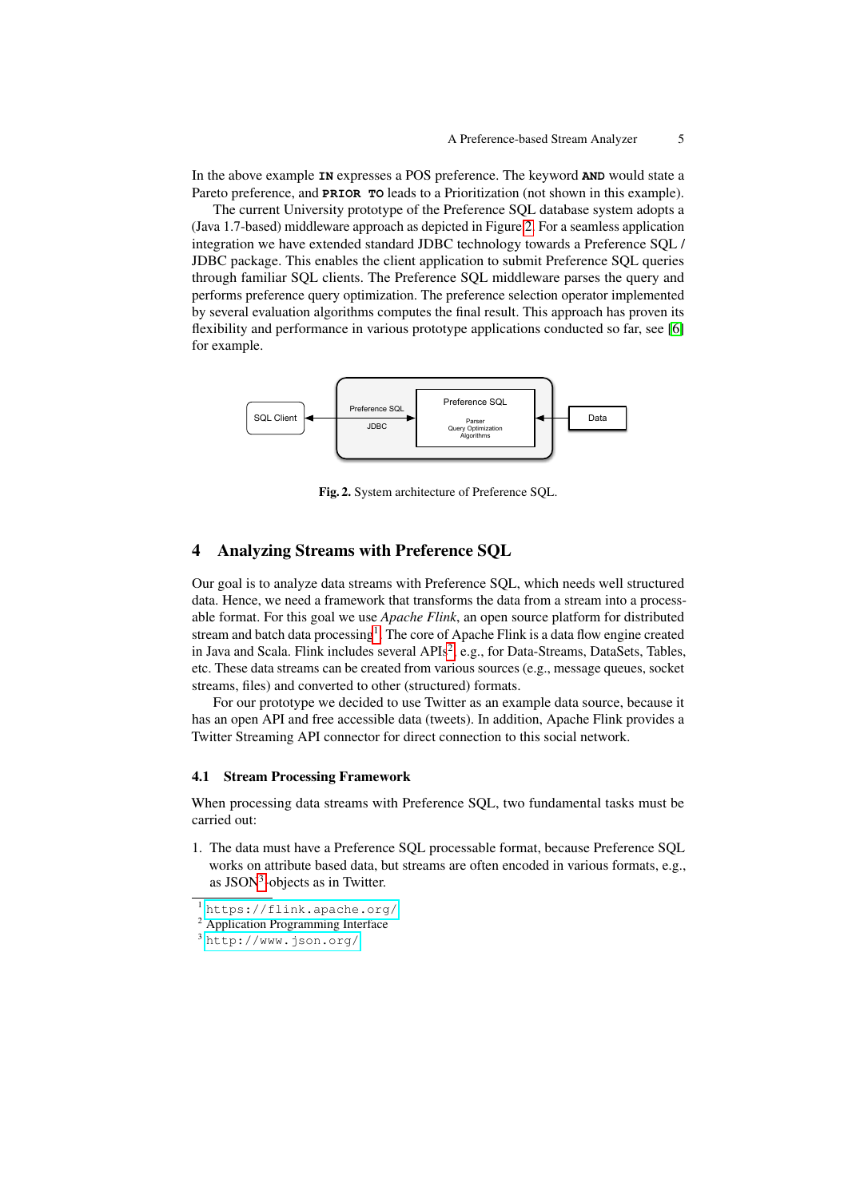In the above example **IN** expresses a POS preference. The keyword **AND** would state a Pareto preference, and **PRIOR TO** leads to a Prioritization (not shown in this example).

The current University prototype of the Preference SQL database system adopts a (Java 1.7-based) middleware approach as depicted in Figure 2. For a seamless application integration we have extended standard JDBC technology towards a Preference SQL / JDBC package. This enables the client application to submit Preference SQL queries through familiar SQL clients. The Preference SQL middleware parses the query and performs preference query optimization. The preference selection operator implemented by several evaluation algorithms computes the final result. This approach has proven its flexibility and performance in various prototype applications conducted so far, see [6] for example.

**Fig. 2.** System architecture of Preference SQL.

## 4 Analyzing Streams with Preference SQL

Our goal is to analyze data streams with Preference SQL, which needs well structured data. Hence, we need a framework that transforms the data from a stream into a processable format. For this goal we use *Apache Flink*, an open source platform for distributed stream and batch data processing[1]. The core of Apache Flink is a data flow engine created in Java and Scala. Flink includes several APIs[2], e.g., for Data-Streams, DataSets, Tables, etc. These data streams can be created from various sources (e.g., message queues, socket streams, files) and converted to other (structured) formats.

For our prototype we decided to use Twitter as an example data source, because it has an open API and free accessible data (tweets). In addition, Apache Flink provides a Twitter Streaming API connector for direct connection to this social network.

### 4.1 Stream Processing Framework

When processing data streams with Preference SQL, two fundamental tasks must be carried out:

1. The data must have a Preference SQL processable format, because Preference SQL works on attribute based data, but streams are often encoded in various formats, e.g., as JSON[3]-objects as in Twitter.

---

[1] https://flink.apache.org/

[2] Application Programming Interface

[3] http://www.json.org/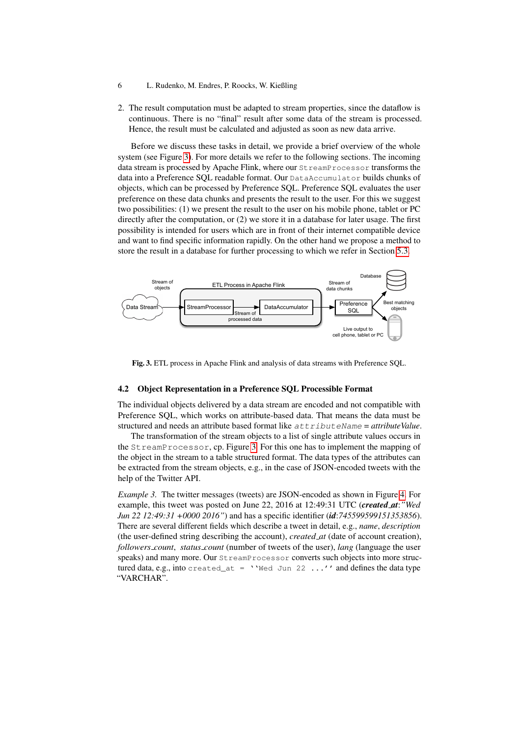2. The result computation must be adapted to stream properties, since the dataflow is continuous. There is no "final" result after some data of the stream is processed. Hence, the result must be calculated and adjusted as soon as new data arrive.

Before we discuss these tasks in detail, we provide a brief overview of the whole system (see Figure 3). For more details we refer to the following sections. The incoming data stream is processed by Apache Flink, where our `StreamProcessor` transforms the data into a Preference SQL readable format. Our `DataAccumulator` builds chunks of objects, which can be processed by Preference SQL. Preference SQL evaluates the user preference on these data chunks and presents the result to the user. For this we suggest two possibilities: (1) we present the result to the user on his mobile phone, tablet or PC directly after the computation, or (2) we store it in a database for later usage. The first possibility is intended for users which are in front of their internet compatible device and want to find specific information rapidly. On the other hand we propose a method to store the result in a database for further processing to which we refer in Section 5.3.

**Fig. 3.** ETL process in Apache Flink and analysis of data streams with Preference SQL.

### 4.2 Object Representation in a Preference SQL Processible Format

The individual objects delivered by a data stream are encoded and not compatible with Preference SQL, which works on attribute-based data. That means the data must be structured and needs an attribute based format like `attributeName` = *attributeValue*.

The transformation of the stream objects to a list of single attribute values occurs in the `StreamProcessor`, cp. Figure 3. For this one has to implement the mapping of the object in the stream to a table structured format. The data types of the attributes can be extracted from the stream objects, e.g., in the case of JSON-encoded tweets with the help of the Twitter API.

*Example 3.* The twitter messages (tweets) are JSON-encoded as shown in Figure 4. For example, this tweet was posted on June 22, 2016 at 12:49:31 UTC (***created_at***:*"Wed Jun 22 12:49:31 +0000 2016"*) and has a specific identifier (***id***:*745599599151353856*). There are several different fields which describe a tweet in detail, e.g., *name*, *description* (the user-defined string describing the account), *created_at* (date of account creation), *followers_count*, *status_count* (number of tweets of the user), *lang* (language the user speaks) and many more. Our `StreamProcessor` converts such objects into more structured data, e.g., into `created_at = ''Wed Jun 22 ...''` and defines the data type "VARCHAR".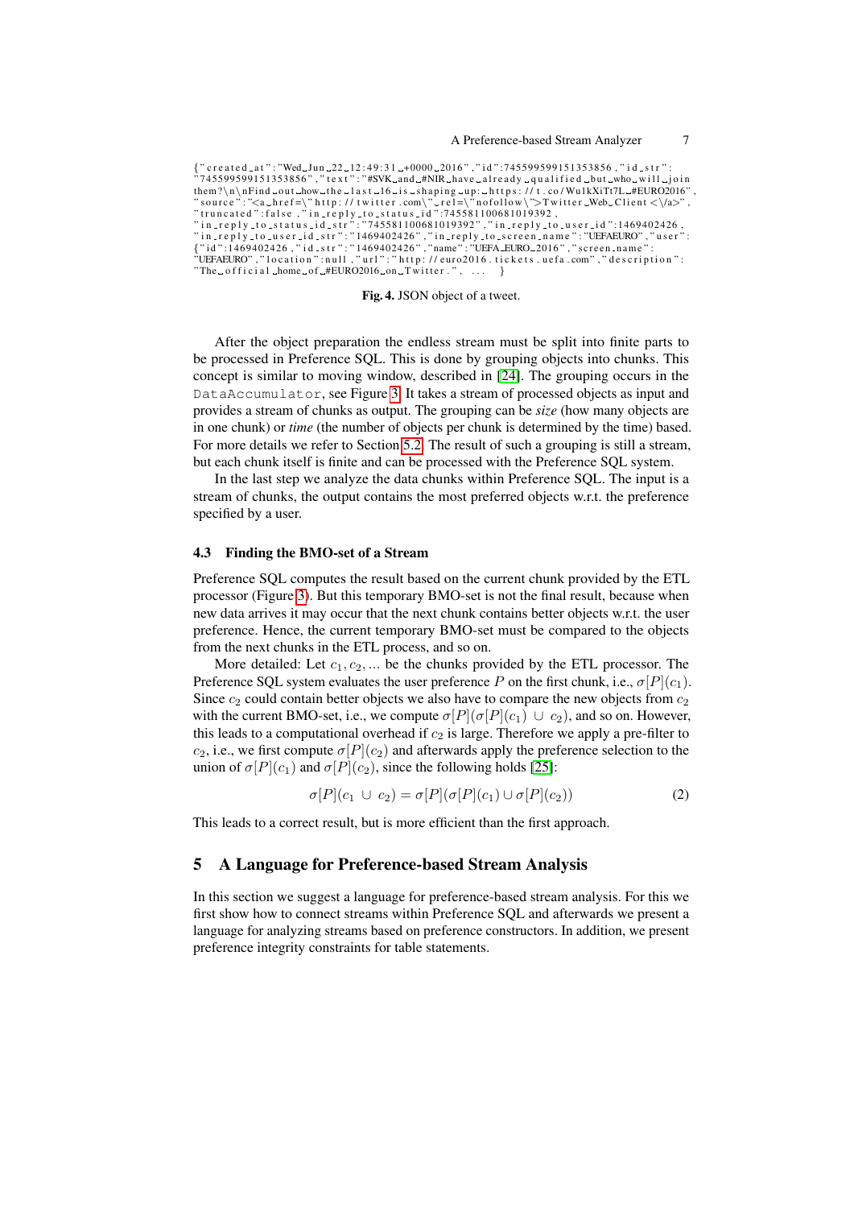```
{"created_at":"Wed_Jun_22_12:49:31_+0000_2016","id":745599599151353856,"id_str":
"745599599151353856","text":"#SVK_and_#NIR_have_already_qualified_but_who_will_join
them?\n\nFind_out_how_the_last_16_is_shaping_up:_https://t.co/Wu1kXiTt7L_#EURO2016",
"source":"<a_href=\"http://twitter.com\"_rel=\"nofollow\">Twitter_Web_Client<\/a>",
"truncated":false,"in_reply_to_status_id":745581100681019392,
"in_reply_to_status_id_str":"745581100681019392","in_reply_to_user_id":1469402426,
"in_reply_to_user_id_str":"1469402426","in_reply_to_screen_name":"UEFAEURO","user":
{"id":1469402426,"id_str":"1469402426","name":"UEFA_EURO_2016","screen_name":
"UEFAEURO","location":null,"url":"http://euro2016.tickets.uefa.com","description":
"The_official_home_of_#EURO2016_on_Twitter.", ... }
```

**Fig. 4.** JSON object of a tweet.

After the object preparation the endless stream must be split into finite parts to be processed in Preference SQL. This is done by grouping objects into chunks. This concept is similar to moving window, described in [24]. The grouping occurs in the `DataAccumulator`, see Figure 3. It takes a stream of processed objects as input and provides a stream of chunks as output. The grouping can be *size* (how many objects are in one chunk) or *time* (the number of objects per chunk is determined by the time) based. For more details we refer to Section 5.2. The result of such a grouping is still a stream, but each chunk itself is finite and can be processed with the Preference SQL system.

In the last step we analyze the data chunks within Preference SQL. The input is a stream of chunks, the output contains the most preferred objects w.r.t. the preference specified by a user.

### 4.3 Finding the BMO-set of a Stream

Preference SQL computes the result based on the current chunk provided by the ETL processor (Figure 3). But this temporary BMO-set is not the final result, because when new data arrives it may occur that the next chunk contains better objects w.r.t. the user preference. Hence, the current temporary BMO-set must be compared to the objects from the next chunks in the ETL process, and so on.

More detailed: Let $c_1, c_2, ...$ be the chunks provided by the ETL processor. The Preference SQL system evaluates the user preference $P$ on the first chunk, i.e., $\sigma[P](c_1)$. Since $c_2$ could contain better objects we also have to compare the new objects from $c_2$ with the current BMO-set, i.e., we compute $\sigma[P](\sigma[P](c_1) \cup c_2)$, and so on. However, this leads to a computational overhead if $c_2$ is large. Therefore we apply a pre-filter to $c_2$, i.e., we first compute $\sigma[P](c_2)$ and afterwards apply the preference selection to the union of $\sigma[P](c_1)$ and $\sigma[P](c_2)$, since the following holds [25]:

$$\sigma[P](c_1 \cup c_2) = \sigma[P](\sigma[P](c_1) \cup \sigma[P](c_2)) \tag{2}$$

This leads to a correct result, but is more efficient than the first approach.

## 5 A Language for Preference-based Stream Analysis

In this section we suggest a language for preference-based stream analysis. For this we first show how to connect streams within Preference SQL and afterwards we present a language for analyzing streams based on preference constructors. In addition, we present preference integrity constraints for table statements.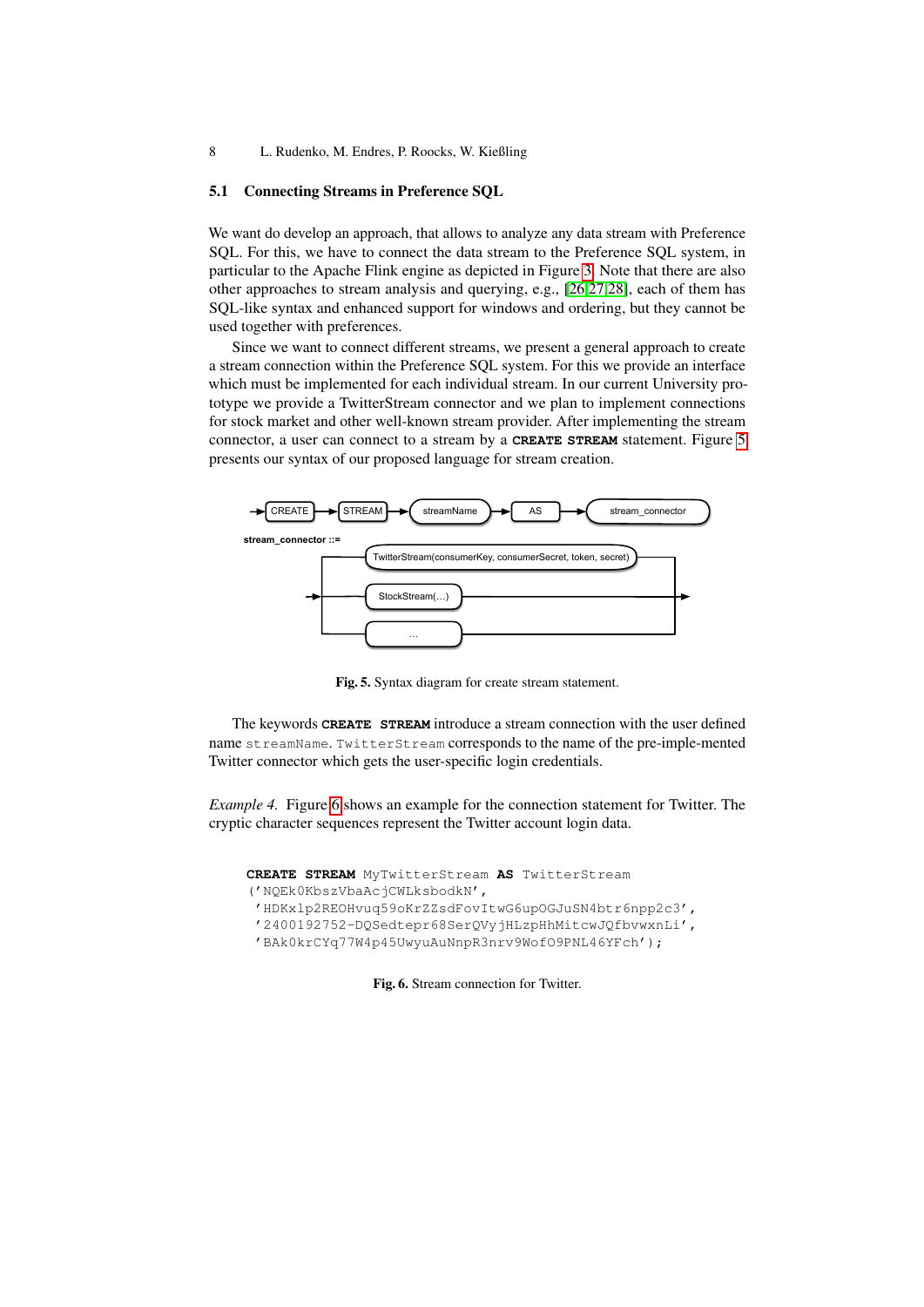### 5.1 Connecting Streams in Preference SQL

We want do develop an approach, that allows to analyze any data stream with Preference SQL. For this, we have to connect the data stream to the Preference SQL system, in particular to the Apache Flink engine as depicted in Figure 3. Note that there are also other approaches to stream analysis and querying, e.g., [26,27,28], each of them has SQL-like syntax and enhanced support for windows and ordering, but they cannot be used together with preferences.

Since we want to connect different streams, we present a general approach to create a stream connection within the Preference SQL system. For this we provide an interface which must be implemented for each individual stream. In our current University prototype we provide a TwitterStream connector and we plan to implement connections for stock market and other well-known stream provider. After implementing the stream connector, a user can connect to a stream by a **CREATE STREAM** statement. Figure 5 presents our syntax of our proposed language for stream creation.

```
→ CREATE → STREAM → streamName → AS → stream_connector

stream_connector ::=
  TwitterStream(consumerKey, consumerSecret, token, secret)
| StockStream(...)
| ...
```

**Fig. 5.** Syntax diagram for create stream statement.

The keywords **CREATE STREAM** introduce a stream connection with the user defined name `streamName`. `TwitterStream` corresponds to the name of the pre-imple-mented Twitter connector which gets the user-specific login credentials.

*Example 4.* Figure 6 shows an example for the connection statement for Twitter. The cryptic character sequences represent the Twitter account login data.

```
CREATE STREAM MyTwitterStream AS TwitterStream
('NQEk0KbszVbaAcjCWLksbodkN',
 'HDKxlp2REOHvuq59oKrZZsdFovItwG6upOGJuSN4btr6npp2c3',
 '2400192752-DQSedtepr68SerQVyjHLzpHhMitcwJQfbvwxnLi',
 'BAk0krCYq77W4p45UwyuAuNnpR3nrv9WofO9PNL46YFch');
```

**Fig. 6.** Stream connection for Twitter.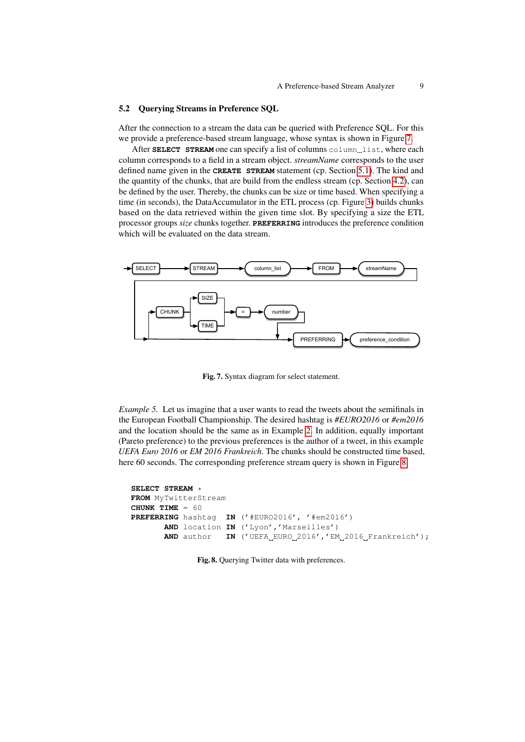## 5.2 Querying Streams in Preference SQL

After the connection to a stream the data can be queried with Preference SQL. For this we provide a preference-based stream language, whose syntax is shown in Figure 7.

After **SELECT STREAM** one can specify a list of columns `column_list`, where each column corresponds to a field in a stream object. *streamName* corresponds to the user defined name given in the **CREATE STREAM** statement (cp. Section 5.1). The kind and the quantity of the chunks, that are build from the endless stream (cp. Section 4.2), can be defined by the user. Thereby, the chunks can be size or time based. When specifying a time (in seconds), the DataAccumulator in the ETL process (cp. Figure 3) builds chunks based on the data retrieved within the given time slot. By specifying a size the ETL processor groups *size* chunks together. **PREFERRING** introduces the preference condition which will be evaluated on the data stream.

SELECT → STREAM → column_list → FROM → streamName → [CHUNK → (SIZE | TIME) → = → number] → PREFERRING → preference_condition

**Fig. 7.** Syntax diagram for select statement.

*Example 5.* Let us imagine that a user wants to read the tweets about the semifinals in the European Football Championship. The desired hashtag is *#EURO2016* or *#em2016* and the location should be the same as in Example 2. In addition, equally important (Pareto preference) to the previous preferences is the author of a tweet, in this example *UEFA Euro 2016* or *EM 2016 Frankreich*. The chunks should be constructed time based, here 60 seconds. The corresponding preference stream query is shown in Figure 8.

```
SELECT STREAM *
FROM MyTwitterStream
CHUNK TIME = 60
PREFERRING hashtag  IN ('#EURO2016', '#em2016')
       AND location IN ('Lyon','Marseilles')
       AND author   IN ('UEFA EURO 2016','EM 2016 Frankreich');
```

**Fig. 8.** Querying Twitter data with preferences.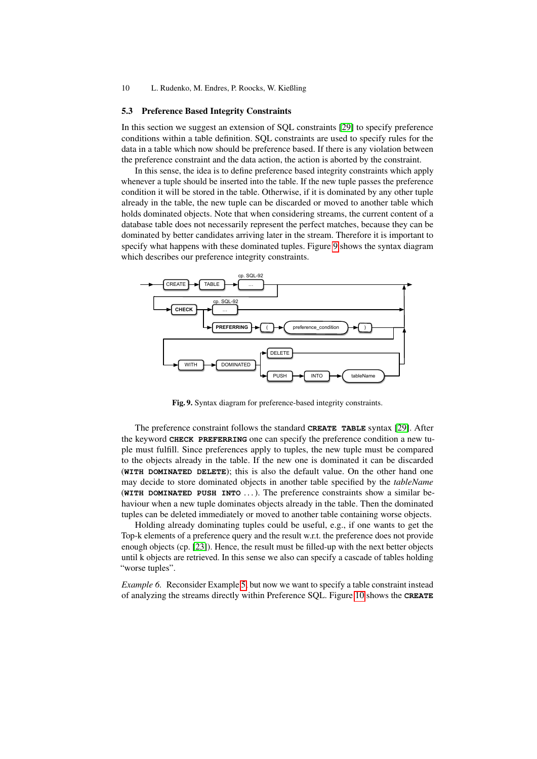### 5.3 Preference Based Integrity Constraints

In this section we suggest an extension of SQL constraints [29] to specify preference conditions within a table definition. SQL constraints are used to specify rules for the data in a table which now should be preference based. If there is any violation between the preference constraint and the data action, the action is aborted by the constraint.

In this sense, the idea is to define preference based integrity constraints which apply whenever a tuple should be inserted into the table. If the new tuple passes the preference condition it will be stored in the table. Otherwise, if it is dominated by any other tuple already in the table, the new tuple can be discarded or moved to another table which holds dominated objects. Note that when considering streams, the current content of a database table does not necessarily represent the perfect matches, because they can be dominated by better candidates arriving later in the stream. Therefore it is important to specify what happens with these dominated tuples. Figure 9 shows the syntax diagram which describes our preference integrity constraints.

**Fig. 9.** Syntax diagram for preference-based integrity constraints.

The preference constraint follows the standard **CREATE TABLE** syntax [29]. After the keyword **CHECK PREFERRING** one can specify the preference condition a new tuple must fulfill. Since preferences apply to tuples, the new tuple must be compared to the objects already in the table. If the new one is dominated it can be discarded (**WITH DOMINATED DELETE**); this is also the default value. On the other hand one may decide to store dominated objects in another table specified by the *tableName* (**WITH DOMINATED PUSH INTO** . . . ). The preference constraints show a similar behaviour when a new tuple dominates objects already in the table. Then the dominated tuples can be deleted immediately or moved to another table containing worse objects.

Holding already dominating tuples could be useful, e.g., if one wants to get the Top-k elements of a preference query and the result w.r.t. the preference does not provide enough objects (cp. [23]). Hence, the result must be filled-up with the next better objects until k objects are retrieved. In this sense we also can specify a cascade of tables holding "worse tuples".

*Example 6.* Reconsider Example 5, but now we want to specify a table constraint instead of analyzing the streams directly within Preference SQL. Figure 10 shows the **CREATE**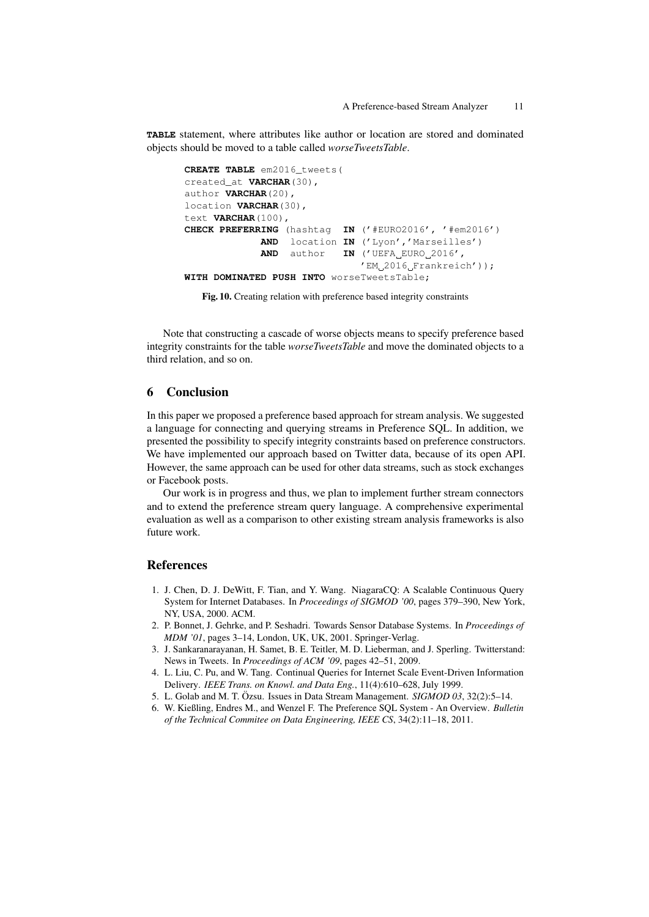**TABLE** statement, where attributes like author or location are stored and dominated objects should be moved to a table called *worseTweetsTable*.

```
CREATE TABLE em2016_tweets(
created_at VARCHAR(30),
author VARCHAR(20),
location VARCHAR(30),
text VARCHAR(100),
CHECK PREFERRING (hashtag  IN ('#EURO2016', '#em2016')
             AND  location IN ('Lyon','Marseilles')
             AND  author   IN ('UEFA EURO 2016',
                               'EM 2016 Frankreich'));
WITH DOMINATED PUSH INTO worseTweetsTable;
```

**Fig. 10.** Creating relation with preference based integrity constraints

Note that constructing a cascade of worse objects means to specify preference based integrity constraints for the table *worseTweetsTable* and move the dominated objects to a third relation, and so on.

## 6 Conclusion

In this paper we proposed a preference based approach for stream analysis. We suggested a language for connecting and querying streams in Preference SQL. In addition, we presented the possibility to specify integrity constraints based on preference constructors. We have implemented our approach based on Twitter data, because of its open API. However, the same approach can be used for other data streams, such as stock exchanges or Facebook posts.

Our work is in progress and thus, we plan to implement further stream connectors and to extend the preference stream query language. A comprehensive experimental evaluation as well as a comparison to other existing stream analysis frameworks is also future work.

## References

1. J. Chen, D. J. DeWitt, F. Tian, and Y. Wang. NiagaraCQ: A Scalable Continuous Query System for Internet Databases. In *Proceedings of SIGMOD '00*, pages 379–390, New York, NY, USA, 2000. ACM.
2. P. Bonnet, J. Gehrke, and P. Seshadri. Towards Sensor Database Systems. In *Proceedings of MDM '01*, pages 3–14, London, UK, UK, 2001. Springer-Verlag.
3. J. Sankaranarayanan, H. Samet, B. E. Teitler, M. D. Lieberman, and J. Sperling. Twitterstand: News in Tweets. In *Proceedings of ACM '09*, pages 42–51, 2009.
4. L. Liu, C. Pu, and W. Tang. Continual Queries for Internet Scale Event-Driven Information Delivery. *IEEE Trans. on Knowl. and Data Eng.*, 11(4):610–628, July 1999.
5. L. Golab and M. T. Özsu. Issues in Data Stream Management. *SIGMOD 03*, 32(2):5–14.
6. W. Kießling, Endres M., and Wenzel F. The Preference SQL System - An Overview. *Bulletin of the Technical Commitee on Data Engineering, IEEE CS*, 34(2):11–18, 2011.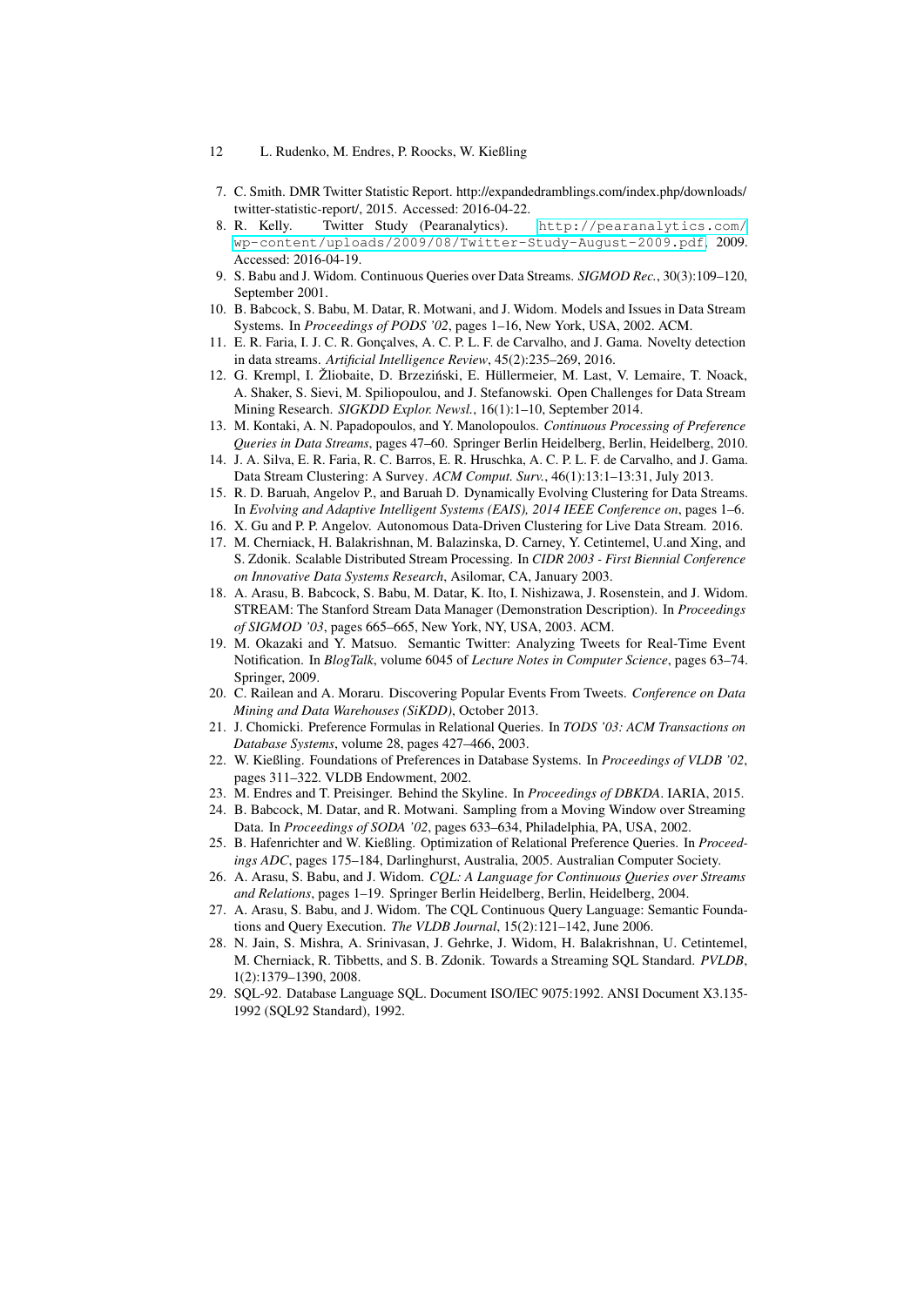7. C. Smith. DMR Twitter Statistic Report. http://expandedramblings.com/index.php/downloads/twitter-statistic-report/, 2015. Accessed: 2016-04-22.
8. R. Kelly. Twitter Study (Pearanalytics). http://pearanalytics.com/wp-content/uploads/2009/08/Twitter-Study-August-2009.pdf, 2009. Accessed: 2016-04-19.
9. S. Babu and J. Widom. Continuous Queries over Data Streams. *SIGMOD Rec.*, 30(3):109–120, September 2001.
10. B. Babcock, S. Babu, M. Datar, R. Motwani, and J. Widom. Models and Issues in Data Stream Systems. In *Proceedings of PODS '02*, pages 1–16, New York, USA, 2002. ACM.
11. E. R. Faria, I. J. C. R. Gonçalves, A. C. P. L. F. de Carvalho, and J. Gama. Novelty detection in data streams. *Artificial Intelligence Review*, 45(2):235–269, 2016.
12. G. Krempl, I. Žliobaite, D. Brzeziński, E. Hüllermeier, M. Last, V. Lemaire, T. Noack, A. Shaker, S. Sievi, M. Spiliopoulou, and J. Stefanowski. Open Challenges for Data Stream Mining Research. *SIGKDD Explor. Newsl.*, 16(1):1–10, September 2014.
13. M. Kontaki, A. N. Papadopoulos, and Y. Manolopoulos. *Continuous Processing of Preference Queries in Data Streams*, pages 47–60. Springer Berlin Heidelberg, Berlin, Heidelberg, 2010.
14. J. A. Silva, E. R. Faria, R. C. Barros, E. R. Hruschka, A. C. P. L. F. de Carvalho, and J. Gama. Data Stream Clustering: A Survey. *ACM Comput. Surv.*, 46(1):13:1–13:31, July 2013.
15. R. D. Baruah, Angelov P., and Baruah D. Dynamically Evolving Clustering for Data Streams. In *Evolving and Adaptive Intelligent Systems (EAIS), 2014 IEEE Conference on*, pages 1–6.
16. X. Gu and P. P. Angelov. Autonomous Data-Driven Clustering for Live Data Stream. 2016.
17. M. Cherniack, H. Balakrishnan, M. Balazinska, D. Carney, Y. Cetintemel, U.and Xing, and S. Zdonik. Scalable Distributed Stream Processing. In *CIDR 2003 - First Biennial Conference on Innovative Data Systems Research*, Asilomar, CA, January 2003.
18. A. Arasu, B. Babcock, S. Babu, M. Datar, K. Ito, I. Nishizawa, J. Rosenstein, and J. Widom. STREAM: The Stanford Stream Data Manager (Demonstration Description). In *Proceedings of SIGMOD '03*, pages 665–665, New York, NY, USA, 2003. ACM.
19. M. Okazaki and Y. Matsuo. Semantic Twitter: Analyzing Tweets for Real-Time Event Notification. In *BlogTalk*, volume 6045 of *Lecture Notes in Computer Science*, pages 63–74. Springer, 2009.
20. C. Railean and A. Moraru. Discovering Popular Events From Tweets. *Conference on Data Mining and Data Warehouses (SiKDD)*, October 2013.
21. J. Chomicki. Preference Formulas in Relational Queries. In *TODS '03: ACM Transactions on Database Systems*, volume 28, pages 427–466, 2003.
22. W. Kießling. Foundations of Preferences in Database Systems. In *Proceedings of VLDB '02*, pages 311–322. VLDB Endowment, 2002.
23. M. Endres and T. Preisinger. Behind the Skyline. In *Proceedings of DBKDA*. IARIA, 2015.
24. B. Babcock, M. Datar, and R. Motwani. Sampling from a Moving Window over Streaming Data. In *Proceedings of SODA '02*, pages 633–634, Philadelphia, PA, USA, 2002.
25. B. Hafenrichter and W. Kießling. Optimization of Relational Preference Queries. In *Proceedings ADC*, pages 175–184, Darlinghurst, Australia, 2005. Australian Computer Society.
26. A. Arasu, S. Babu, and J. Widom. *CQL: A Language for Continuous Queries over Streams and Relations*, pages 1–19. Springer Berlin Heidelberg, Berlin, Heidelberg, 2004.
27. A. Arasu, S. Babu, and J. Widom. The CQL Continuous Query Language: Semantic Foundations and Query Execution. *The VLDB Journal*, 15(2):121–142, June 2006.
28. N. Jain, S. Mishra, A. Srinivasan, J. Gehrke, J. Widom, H. Balakrishnan, U. Cetintemel, M. Cherniack, R. Tibbetts, and S. B. Zdonik. Towards a Streaming SQL Standard. *PVLDB*, 1(2):1379–1390, 2008.
29. SQL-92. Database Language SQL. Document ISO/IEC 9075:1992. ANSI Document X3.135-1992 (SQL92 Standard), 1992.